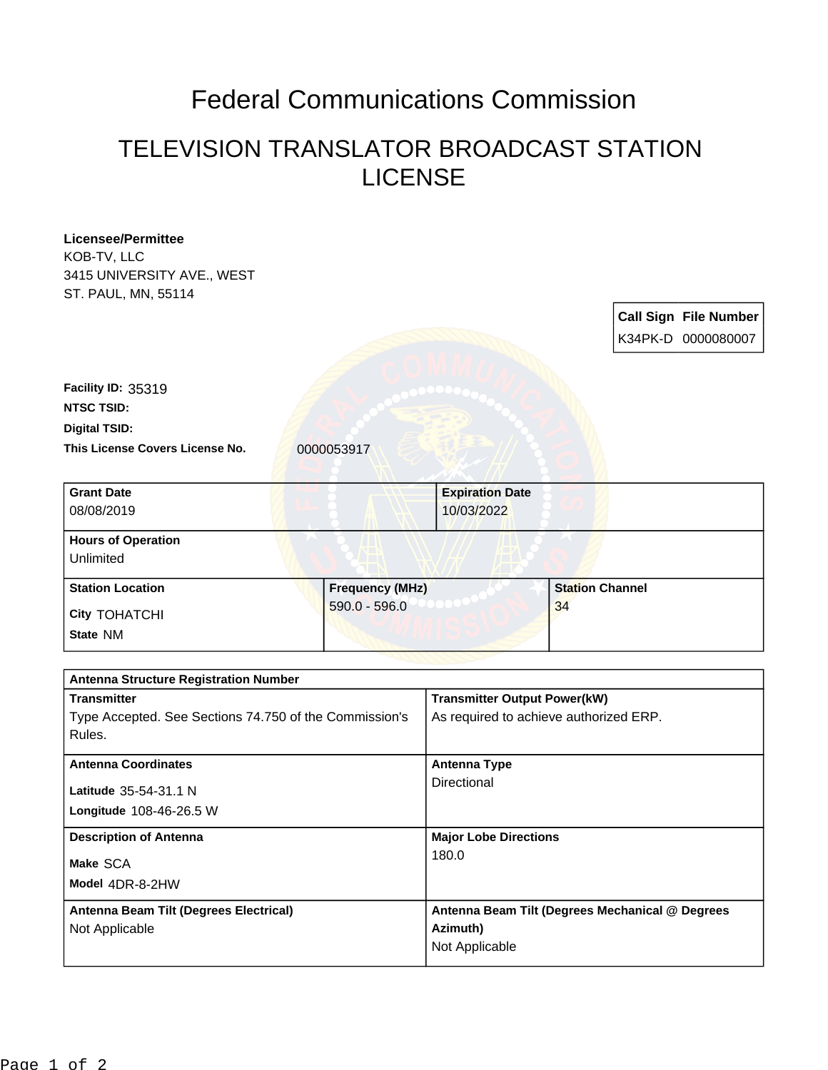# Federal Communications Commission

## TELEVISION TRANSLATOR BROADCAST STATION LICENSE

**Licensee/Permittee**
KOB-TV, LLC
3415 UNIVERSITY AVE., WEST
ST. PAUL, MN, 55114

| Call Sign | File Number |
|---|---|
| K34PK-D | 0000080007 |

**Facility ID:** 35319
**NTSC TSID:**
**Digital TSID:**
**This License Covers License No.** 0000053917

| Grant Date | Expiration Date |
|---|---|
| 08/08/2019 | 10/03/2022 |

**Hours of Operation**
Unlimited

| Station Location | Frequency (MHz) | Station Channel |
|---|---|---|
| City TOHATCHI<br>State NM | 590.0 - 596.0 | 34 |

**Antenna Structure Registration Number**

| Transmitter | Transmitter Output Power(kW) |
|---|---|
| Type Accepted. See Sections 74.750 of the Commission's Rules. | As required to achieve authorized ERP. |

| Antenna Coordinates | Antenna Type |
|---|---|
| Latitude 35-54-31.1 N<br>Longitude 108-46-26.5 W | Directional |

| Description of Antenna | Major Lobe Directions |
|---|---|
| Make SCA<br>Model 4DR-8-2HW | 180.0 |

| Antenna Beam Tilt (Degrees Electrical) | Antenna Beam Tilt (Degrees Mechanical @ Degrees Azimuth) |
|---|---|
| Not Applicable | Not Applicable |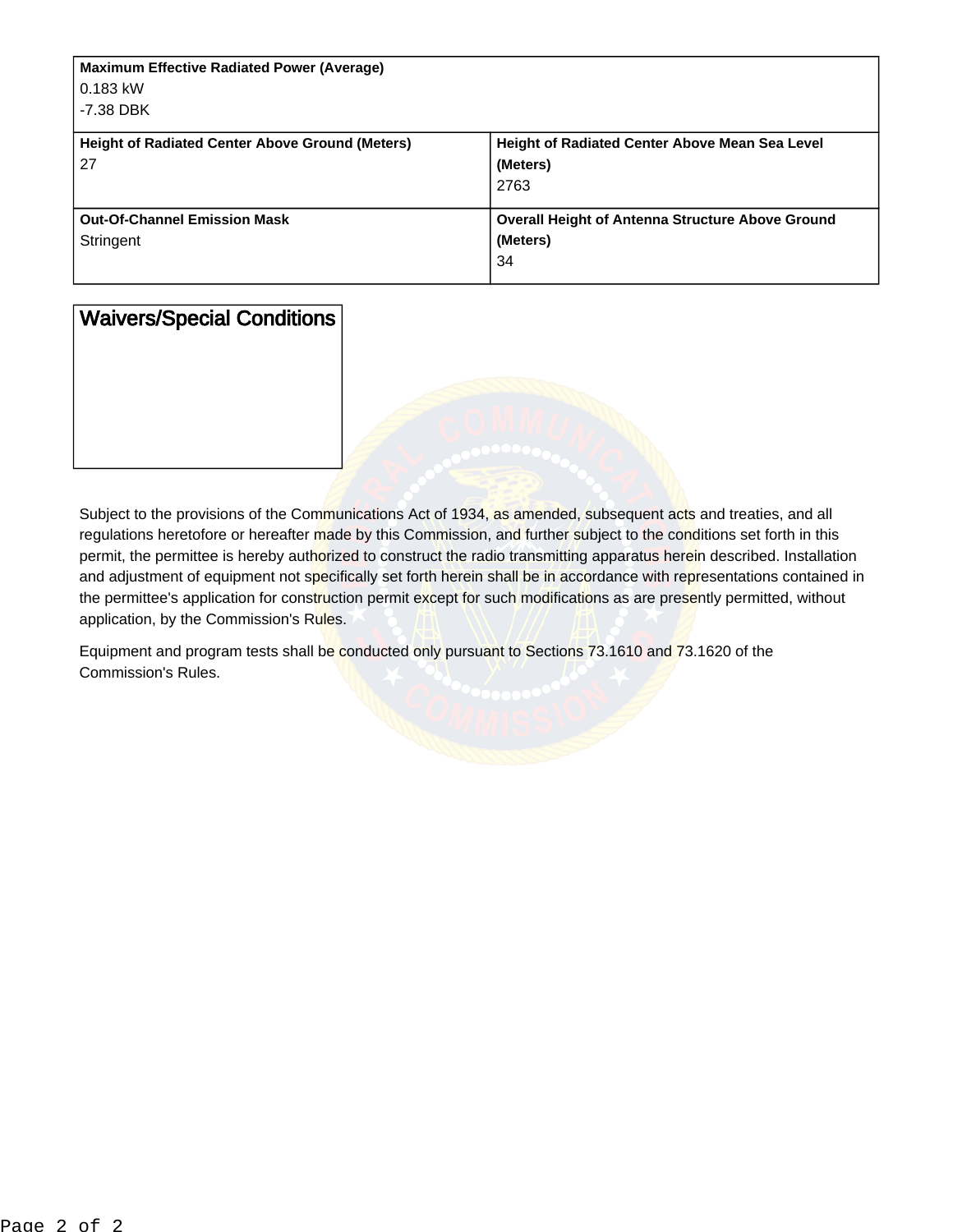| | |
|---|---|
| **Maximum Effective Radiated Power (Average)**<br>0.183 kW<br>-7.38 DBK | |
| **Height of Radiated Center Above Ground (Meters)**<br>27 | **Height of Radiated Center Above Mean Sea Level (Meters)**<br>2763 |
| **Out-Of-Channel Emission Mask**<br>Stringent | **Overall Height of Antenna Structure Above Ground (Meters)**<br>34 |

## Waivers/Special Conditions

Subject to the provisions of the Communications Act of 1934, as amended, subsequent acts and treaties, and all regulations heretofore or hereafter made by this Commission, and further subject to the conditions set forth in this permit, the permittee is hereby authorized to construct the radio transmitting apparatus herein described. Installation and adjustment of equipment not specifically set forth herein shall be in accordance with representations contained in the permittee's application for construction permit except for such modifications as are presently permitted, without application, by the Commission's Rules.

Equipment and program tests shall be conducted only pursuant to Sections 73.1610 and 73.1620 of the Commission's Rules.